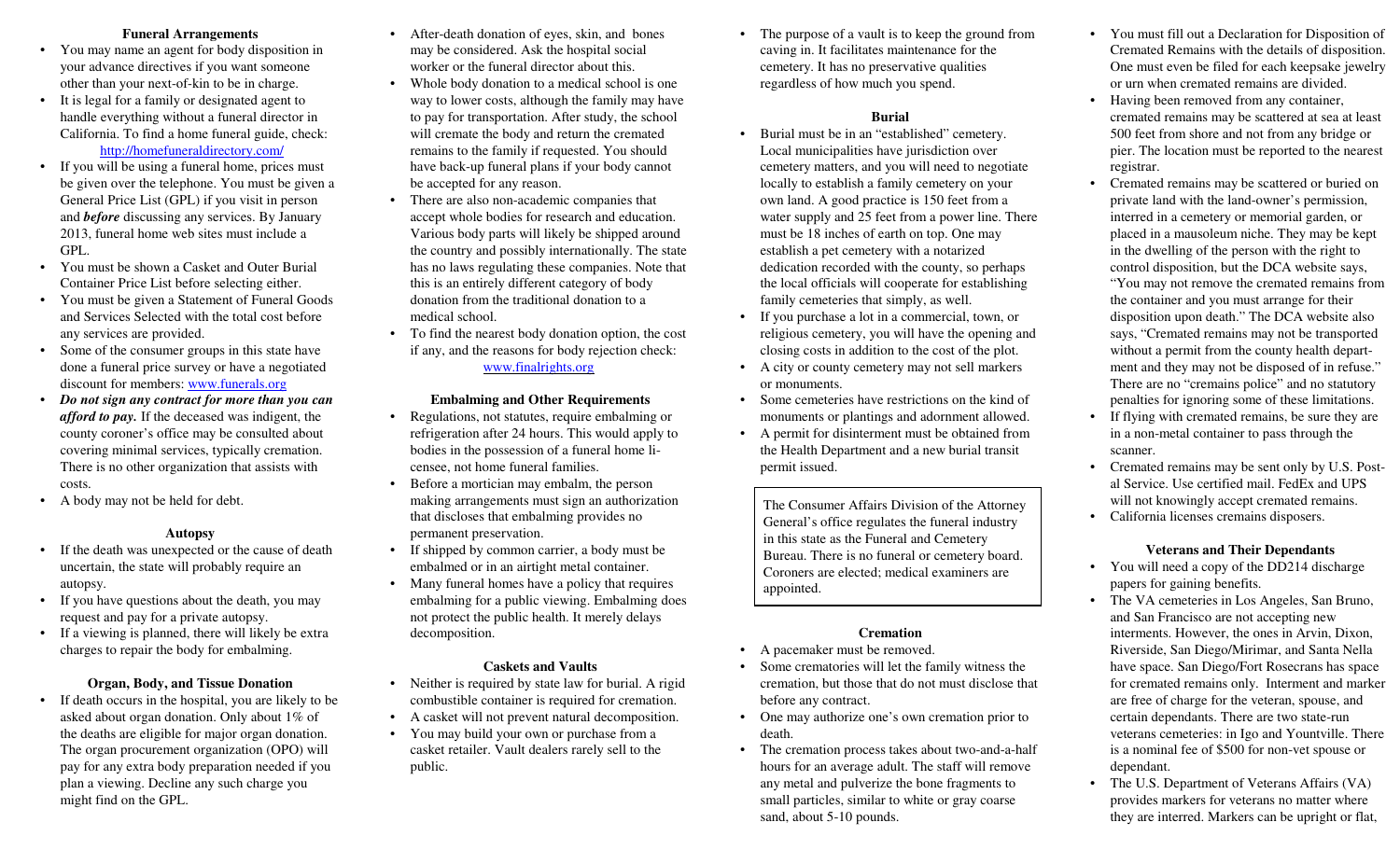### Funeral Arrangements

- You may name an agent for body disposition in your advance directives if you want someone other than your next-of-kin to be in charge.
- It is legal for a family or designated agent to handle everything without a funeral director in California. To find a home funeral guide, check: http://homefuneraldirectory.com/
- If you will be using a funeral home, prices must be given over the telephone. You must be given a General Price List (GPL) if you visit in person and ***before*** discussing any services. By January 2013, funeral home web sites must include a GPL.
- You must be shown a Casket and Outer Burial Container Price List before selecting either.
- You must be given a Statement of Funeral Goods and Services Selected with the total cost before any services are provided.
- Some of the consumer groups in this state have done a funeral price survey or have a negotiated discount for members: www.funerals.org
- ***Do not sign any contract for more than you can afford to pay.*** If the deceased was indigent, the county coroner's office may be consulted about covering minimal services, typically cremation. There is no other organization that assists with costs.
- A body may not be held for debt.

### Autopsy

- If the death was unexpected or the cause of death uncertain, the state will probably require an autopsy.
- If you have questions about the death, you may request and pay for a private autopsy.
- If a viewing is planned, there will likely be extra charges to repair the body for embalming.

### Organ, Body, and Tissue Donation

- If death occurs in the hospital, you are likely to be asked about organ donation. Only about 1% of the deaths are eligible for major organ donation. The organ procurement organization (OPO) will pay for any extra body preparation needed if you plan a viewing. Decline any such charge you might find on the GPL.
- After-death donation of eyes, skin, and bones may be considered. Ask the hospital social worker or the funeral director about this.
- Whole body donation to a medical school is one way to lower costs, although the family may have to pay for transportation. After study, the school will cremate the body and return the cremated remains to the family if requested. You should have back-up funeral plans if your body cannot be accepted for any reason.
- There are also non-academic companies that accept whole bodies for research and education. Various body parts will likely be shipped around the country and possibly internationally. The state has no laws regulating these companies. Note that this is an entirely different category of body donation from the traditional donation to a medical school.
- To find the nearest body donation option, the cost if any, and the reasons for body rejection check: www.finalrights.org

### Embalming and Other Requirements

- Regulations, not statutes, require embalming or refrigeration after 24 hours. This would apply to bodies in the possession of a funeral home licensee, not home funeral families.
- Before a mortician may embalm, the person making arrangements must sign an authorization that discloses that embalming provides no permanent preservation.
- If shipped by common carrier, a body must be embalmed or in an airtight metal container.
- Many funeral homes have a policy that requires embalming for a public viewing. Embalming does not protect the public health. It merely delays decomposition.

### Caskets and Vaults

- Neither is required by state law for burial. A rigid combustible container is required for cremation.
- A casket will not prevent natural decomposition.
- You may build your own or purchase from a casket retailer. Vault dealers rarely sell to the public.
- The purpose of a vault is to keep the ground from caving in. It facilitates maintenance for the cemetery. It has no preservative qualities regardless of how much you spend.

### Burial

- Burial must be in an "established" cemetery. Local municipalities have jurisdiction over cemetery matters, and you will need to negotiate locally to establish a family cemetery on your own land. A good practice is 150 feet from a water supply and 25 feet from a power line. There must be 18 inches of earth on top. One may establish a pet cemetery with a notarized dedication recorded with the county, so perhaps the local officials will cooperate for establishing family cemeteries that simply, as well.
- If you purchase a lot in a commercial, town, or religious cemetery, you will have the opening and closing costs in addition to the cost of the plot.
- A city or county cemetery may not sell markers or monuments.
- Some cemeteries have restrictions on the kind of monuments or plantings and adornment allowed.
- A permit for disinterment must be obtained from the Health Department and a new burial transit permit issued.

The Consumer Affairs Division of the Attorney General's office regulates the funeral industry in this state as the Funeral and Cemetery Bureau. There is no funeral or cemetery board. Coroners are elected; medical examiners are appointed.

### Cremation

- A pacemaker must be removed.
- Some crematories will let the family witness the cremation, but those that do not must disclose that before any contract.
- One may authorize one's own cremation prior to death.
- The cremation process takes about two-and-a-half hours for an average adult. The staff will remove any metal and pulverize the bone fragments to small particles, similar to white or gray coarse sand, about 5-10 pounds.
- You must fill out a Declaration for Disposition of Cremated Remains with the details of disposition. One must even be filed for each keepsake jewelry or urn when cremated remains are divided.
- Having been removed from any container, cremated remains may be scattered at sea at least 500 feet from shore and not from any bridge or pier. The location must be reported to the nearest registrar.
- Cremated remains may be scattered or buried on private land with the land-owner's permission, interred in a cemetery or memorial garden, or placed in a mausoleum niche. They may be kept in the dwelling of the person with the right to control disposition, but the DCA website says, "You may not remove the cremated remains from the container and you must arrange for their disposition upon death." The DCA website also says, "Cremated remains may not be transported without a permit from the county health department and they may not be disposed of in refuse." There are no "cremains police" and no statutory penalties for ignoring some of these limitations.
- If flying with cremated remains, be sure they are in a non-metal container to pass through the scanner.
- Cremated remains may be sent only by U.S. Postal Service. Use certified mail. FedEx and UPS will not knowingly accept cremated remains.
- California licenses cremains disposers.

### Veterans and Their Dependants

- You will need a copy of the DD214 discharge papers for gaining benefits.
- The VA cemeteries in Los Angeles, San Bruno, and San Francisco are not accepting new interments. However, the ones in Arvin, Dixon, Riverside, San Diego/Mirimar, and Santa Nella have space. San Diego/Fort Rosecrans has space for cremated remains only. Interment and marker are free of charge for the veteran, spouse, and certain dependants. There are two state-run veterans cemeteries: in Igo and Yountville. There is a nominal fee of $500 for non-vet spouse or dependant.
- The U.S. Department of Veterans Affairs (VA) provides markers for veterans no matter where they are interred. Markers can be upright or flat,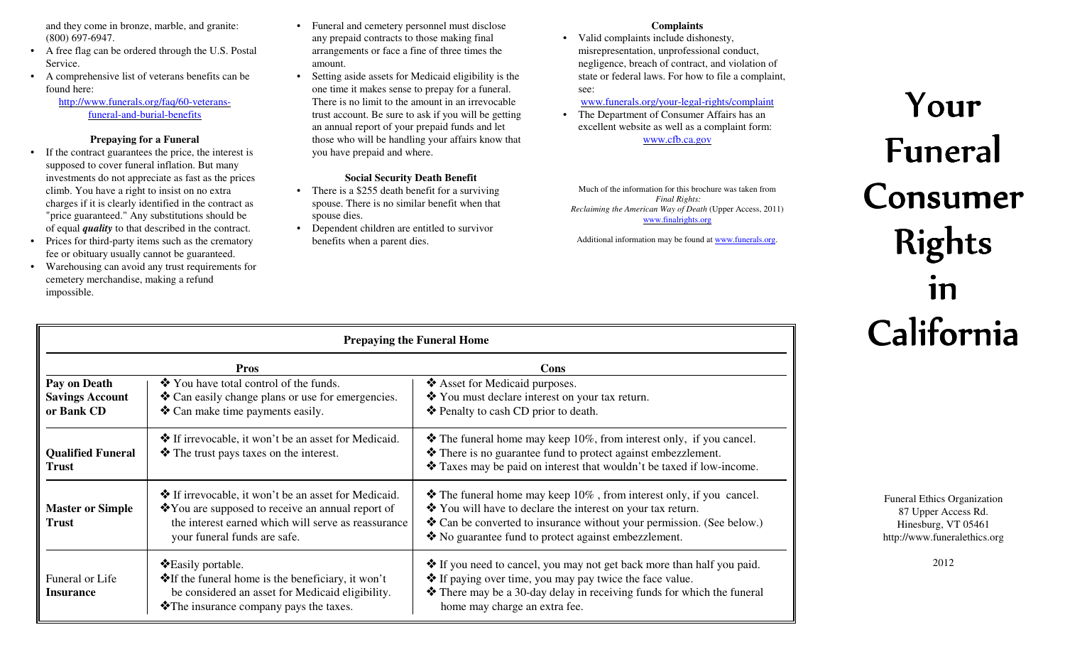and they come in bronze, marble, and granite: (800) 697-6947.

- A free flag can be ordered through the U.S. Postal Service.
- A comprehensive list of veterans benefits can be found here: http://www.funerals.org/faq/60-veterans-funeral-and-burial-benefits

### Prepaying for a Funeral

- If the contract guarantees the price, the interest is supposed to cover funeral inflation. But many investments do not appreciate as fast as the prices climb. You have a right to insist on no extra charges if it is clearly identified in the contract as "price guaranteed." Any substitutions should be of equal ***quality*** to that described in the contract.
- Prices for third-party items such as the crematory fee or obituary usually cannot be guaranteed.
- Warehousing can avoid any trust requirements for cemetery merchandise, making a refund impossible.
- Funeral and cemetery personnel must disclose any prepaid contracts to those making final arrangements or face a fine of three times the amount.
- Setting aside assets for Medicaid eligibility is the one time it makes sense to prepay for a funeral. There is no limit to the amount in an irrevocable trust account. Be sure to ask if you will be getting an annual report of your prepaid funds and let those who will be handling your affairs know that you have prepaid and where.

### Social Security Death Benefit

- There is a $255 death benefit for a surviving spouse. There is no similar benefit when that spouse dies.
- Dependent children are entitled to survivor benefits when a parent dies.

### Complaints

- Valid complaints include dishonesty, misrepresentation, unprofessional conduct, negligence, breach of contract, and violation of state or federal laws. For how to file a complaint, see: www.funerals.org/your-legal-rights/complaint
- The Department of Consumer Affairs has an excellent website as well as a complaint form: www.cfb.ca.gov

Much of the information for this brochure was taken from *Final Rights: Reclaiming the American Way of Death* (Upper Access, 2011) www.finalrights.org

Additional information may be found at www.funerals.org.

### Prepaying the Funeral Home

| | Pros | Cons |
|---|---|---|
| **Pay on Death Savings Account or Bank CD** | ❖ You have total control of the funds.<br>❖ Can easily change plans or use for emergencies.<br>❖ Can make time payments easily. | ❖ Asset for Medicaid purposes.<br>❖ You must declare interest on your tax return.<br>❖ Penalty to cash CD prior to death. |
| **Qualified Funeral Trust** | ❖ If irrevocable, it won't be an asset for Medicaid.<br>❖ The trust pays taxes on the interest. | ❖ The funeral home may keep 10%, from interest only, if you cancel.<br>❖ There is no guarantee fund to protect against embezzlement.<br>❖ Taxes may be paid on interest that wouldn't be taxed if low-income. |
| **Master or Simple Trust** | ❖ If irrevocable, it won't be an asset for Medicaid.<br>❖ You are supposed to receive an annual report of the interest earned which will serve as reassurance your funeral funds are safe. | ❖ The funeral home may keep 10%, from interest only, if you cancel.<br>❖ You will have to declare the interest on your tax return.<br>❖ Can be converted to insurance without your permission. (See below.)<br>❖ No guarantee fund to protect against embezzlement. |
| Funeral or Life **Insurance** | ❖ Easily portable.<br>❖ If the funeral home is the beneficiary, it won't be considered an asset for Medicaid eligibility.<br>❖ The insurance company pays the taxes. | ❖ If you need to cancel, you may not get back more than half you paid.<br>❖ If paying over time, you may pay twice the face value.<br>❖ There may be a 30-day delay in receiving funds for which the funeral home may charge an extra fee. |

# Your Funeral Consumer Rights in California

Funeral Ethics Organization
87 Upper Access Rd.
Hinesburg, VT 05461
http://www.funeralethics.org

2012